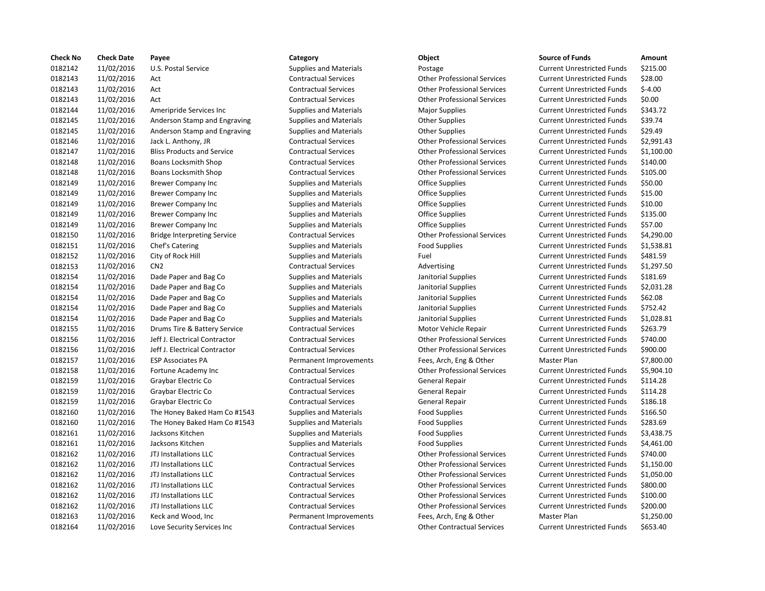| Check No | Check Date | Payee | Category | Object | Source of Funds | Amount |
|---|---|---|---|---|---|---|
| 0182142 | 11/02/2016 | U.S. Postal Service | Supplies and Materials | Postage | Current Unrestricted Funds | $215.00 |
| 0182143 | 11/02/2016 | Act | Contractual Services | Other Professional Services | Current Unrestricted Funds | $28.00 |
| 0182143 | 11/02/2016 | Act | Contractual Services | Other Professional Services | Current Unrestricted Funds | $-4.00 |
| 0182143 | 11/02/2016 | Act | Contractual Services | Other Professional Services | Current Unrestricted Funds | $0.00 |
| 0182144 | 11/02/2016 | Ameripride Services Inc | Supplies and Materials | Major Supplies | Current Unrestricted Funds | $343.72 |
| 0182145 | 11/02/2016 | Anderson Stamp and Engraving | Supplies and Materials | Other Supplies | Current Unrestricted Funds | $39.74 |
| 0182145 | 11/02/2016 | Anderson Stamp and Engraving | Supplies and Materials | Other Supplies | Current Unrestricted Funds | $29.49 |
| 0182146 | 11/02/2016 | Jack L. Anthony, JR | Contractual Services | Other Professional Services | Current Unrestricted Funds | $2,991.43 |
| 0182147 | 11/02/2016 | Bliss Products and Service | Contractual Services | Other Professional Services | Current Unrestricted Funds | $1,100.00 |
| 0182148 | 11/02/2016 | Boans Locksmith Shop | Contractual Services | Other Professional Services | Current Unrestricted Funds | $140.00 |
| 0182148 | 11/02/2016 | Boans Locksmith Shop | Contractual Services | Other Professional Services | Current Unrestricted Funds | $105.00 |
| 0182149 | 11/02/2016 | Brewer Company Inc | Supplies and Materials | Office Supplies | Current Unrestricted Funds | $50.00 |
| 0182149 | 11/02/2016 | Brewer Company Inc | Supplies and Materials | Office Supplies | Current Unrestricted Funds | $15.00 |
| 0182149 | 11/02/2016 | Brewer Company Inc | Supplies and Materials | Office Supplies | Current Unrestricted Funds | $10.00 |
| 0182149 | 11/02/2016 | Brewer Company Inc | Supplies and Materials | Office Supplies | Current Unrestricted Funds | $135.00 |
| 0182149 | 11/02/2016 | Brewer Company Inc | Supplies and Materials | Office Supplies | Current Unrestricted Funds | $57.00 |
| 0182150 | 11/02/2016 | Bridge Interpreting Service | Contractual Services | Other Professional Services | Current Unrestricted Funds | $4,290.00 |
| 0182151 | 11/02/2016 | Chef's Catering | Supplies and Materials | Food Supplies | Current Unrestricted Funds | $1,538.81 |
| 0182152 | 11/02/2016 | City of Rock Hill | Supplies and Materials | Fuel | Current Unrestricted Funds | $481.59 |
| 0182153 | 11/02/2016 | CN2 | Contractual Services | Advertising | Current Unrestricted Funds | $1,297.50 |
| 0182154 | 11/02/2016 | Dade Paper and Bag Co | Supplies and Materials | Janitorial Supplies | Current Unrestricted Funds | $181.69 |
| 0182154 | 11/02/2016 | Dade Paper and Bag Co | Supplies and Materials | Janitorial Supplies | Current Unrestricted Funds | $2,031.28 |
| 0182154 | 11/02/2016 | Dade Paper and Bag Co | Supplies and Materials | Janitorial Supplies | Current Unrestricted Funds | $62.08 |
| 0182154 | 11/02/2016 | Dade Paper and Bag Co | Supplies and Materials | Janitorial Supplies | Current Unrestricted Funds | $752.42 |
| 0182154 | 11/02/2016 | Dade Paper and Bag Co | Supplies and Materials | Janitorial Supplies | Current Unrestricted Funds | $1,028.81 |
| 0182155 | 11/02/2016 | Drums Tire & Battery Service | Contractual Services | Motor Vehicle Repair | Current Unrestricted Funds | $263.79 |
| 0182156 | 11/02/2016 | Jeff J. Electrical Contractor | Contractual Services | Other Professional Services | Current Unrestricted Funds | $740.00 |
| 0182156 | 11/02/2016 | Jeff J. Electrical Contractor | Contractual Services | Other Professional Services | Current Unrestricted Funds | $900.00 |
| 0182157 | 11/02/2016 | ESP Associates PA | Permanent Improvements | Fees, Arch, Eng & Other | Master Plan | $7,800.00 |
| 0182158 | 11/02/2016 | Fortune Academy Inc | Contractual Services | Other Professional Services | Current Unrestricted Funds | $5,904.10 |
| 0182159 | 11/02/2016 | Graybar Electric Co | Contractual Services | General Repair | Current Unrestricted Funds | $114.28 |
| 0182159 | 11/02/2016 | Graybar Electric Co | Contractual Services | General Repair | Current Unrestricted Funds | $114.28 |
| 0182159 | 11/02/2016 | Graybar Electric Co | Contractual Services | General Repair | Current Unrestricted Funds | $186.18 |
| 0182160 | 11/02/2016 | The Honey Baked Ham Co #1543 | Supplies and Materials | Food Supplies | Current Unrestricted Funds | $166.50 |
| 0182160 | 11/02/2016 | The Honey Baked Ham Co #1543 | Supplies and Materials | Food Supplies | Current Unrestricted Funds | $283.69 |
| 0182161 | 11/02/2016 | Jacksons Kitchen | Supplies and Materials | Food Supplies | Current Unrestricted Funds | $3,438.75 |
| 0182161 | 11/02/2016 | Jacksons Kitchen | Supplies and Materials | Food Supplies | Current Unrestricted Funds | $4,461.00 |
| 0182162 | 11/02/2016 | JTJ Installations LLC | Contractual Services | Other Professional Services | Current Unrestricted Funds | $740.00 |
| 0182162 | 11/02/2016 | JTJ Installations LLC | Contractual Services | Other Professional Services | Current Unrestricted Funds | $1,150.00 |
| 0182162 | 11/02/2016 | JTJ Installations LLC | Contractual Services | Other Professional Services | Current Unrestricted Funds | $1,050.00 |
| 0182162 | 11/02/2016 | JTJ Installations LLC | Contractual Services | Other Professional Services | Current Unrestricted Funds | $800.00 |
| 0182162 | 11/02/2016 | JTJ Installations LLC | Contractual Services | Other Professional Services | Current Unrestricted Funds | $100.00 |
| 0182162 | 11/02/2016 | JTJ Installations LLC | Contractual Services | Other Professional Services | Current Unrestricted Funds | $200.00 |
| 0182163 | 11/02/2016 | Keck and Wood, Inc | Permanent Improvements | Fees, Arch, Eng & Other | Master Plan | $1,250.00 |
| 0182164 | 11/02/2016 | Love Security Services Inc | Contractual Services | Other Contractual Services | Current Unrestricted Funds | $653.40 |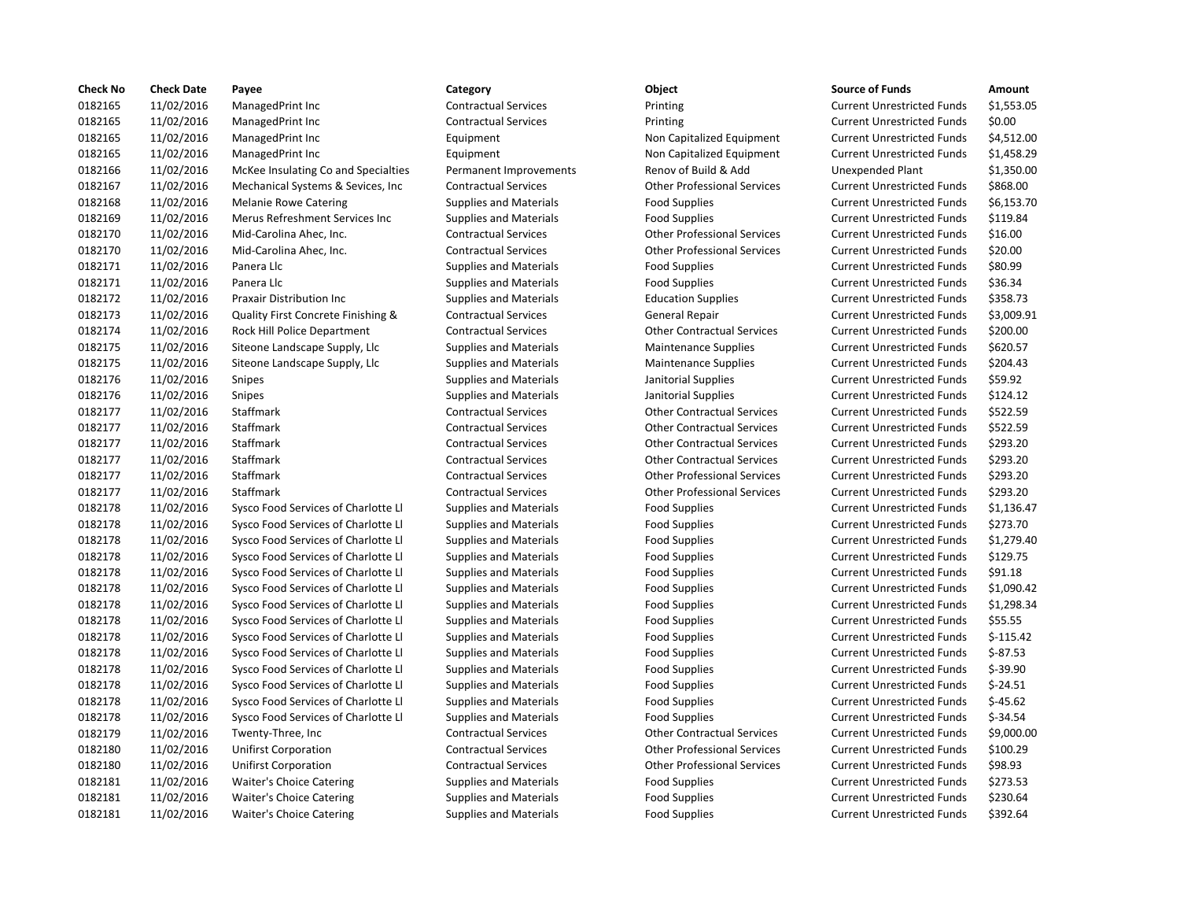| Check No | Check Date | Payee | Category | Object | Source of Funds | Amount |
|---|---|---|---|---|---|---|
| 0182165 | 11/02/2016 | ManagedPrint Inc | Contractual Services | Printing | Current Unrestricted Funds | $1,553.05 |
| 0182165 | 11/02/2016 | ManagedPrint Inc | Contractual Services | Printing | Current Unrestricted Funds | $0.00 |
| 0182165 | 11/02/2016 | ManagedPrint Inc | Equipment | Non Capitalized Equipment | Current Unrestricted Funds | $4,512.00 |
| 0182165 | 11/02/2016 | ManagedPrint Inc | Equipment | Non Capitalized Equipment | Current Unrestricted Funds | $1,458.29 |
| 0182166 | 11/02/2016 | McKee Insulating Co and Specialties | Permanent Improvements | Renov of Build & Add | Unexpended Plant | $1,350.00 |
| 0182167 | 11/02/2016 | Mechanical Systems & Sevices, Inc | Contractual Services | Other Professional Services | Current Unrestricted Funds | $868.00 |
| 0182168 | 11/02/2016 | Melanie Rowe Catering | Supplies and Materials | Food Supplies | Current Unrestricted Funds | $6,153.70 |
| 0182169 | 11/02/2016 | Merus Refreshment Services Inc | Supplies and Materials | Food Supplies | Current Unrestricted Funds | $119.84 |
| 0182170 | 11/02/2016 | Mid-Carolina Ahec, Inc. | Contractual Services | Other Professional Services | Current Unrestricted Funds | $16.00 |
| 0182170 | 11/02/2016 | Mid-Carolina Ahec, Inc. | Contractual Services | Other Professional Services | Current Unrestricted Funds | $20.00 |
| 0182171 | 11/02/2016 | Panera Llc | Supplies and Materials | Food Supplies | Current Unrestricted Funds | $80.99 |
| 0182171 | 11/02/2016 | Panera Llc | Supplies and Materials | Food Supplies | Current Unrestricted Funds | $36.34 |
| 0182172 | 11/02/2016 | Praxair Distribution Inc | Supplies and Materials | Education Supplies | Current Unrestricted Funds | $358.73 |
| 0182173 | 11/02/2016 | Quality First Concrete Finishing & | Contractual Services | General Repair | Current Unrestricted Funds | $3,009.91 |
| 0182174 | 11/02/2016 | Rock Hill Police Department | Contractual Services | Other Contractual Services | Current Unrestricted Funds | $200.00 |
| 0182175 | 11/02/2016 | Siteone Landscape Supply, Llc | Supplies and Materials | Maintenance Supplies | Current Unrestricted Funds | $620.57 |
| 0182175 | 11/02/2016 | Siteone Landscape Supply, Llc | Supplies and Materials | Maintenance Supplies | Current Unrestricted Funds | $204.43 |
| 0182176 | 11/02/2016 | Snipes | Supplies and Materials | Janitorial Supplies | Current Unrestricted Funds | $59.92 |
| 0182176 | 11/02/2016 | Snipes | Supplies and Materials | Janitorial Supplies | Current Unrestricted Funds | $124.12 |
| 0182177 | 11/02/2016 | Staffmark | Contractual Services | Other Contractual Services | Current Unrestricted Funds | $522.59 |
| 0182177 | 11/02/2016 | Staffmark | Contractual Services | Other Contractual Services | Current Unrestricted Funds | $522.59 |
| 0182177 | 11/02/2016 | Staffmark | Contractual Services | Other Contractual Services | Current Unrestricted Funds | $293.20 |
| 0182177 | 11/02/2016 | Staffmark | Contractual Services | Other Contractual Services | Current Unrestricted Funds | $293.20 |
| 0182177 | 11/02/2016 | Staffmark | Contractual Services | Other Professional Services | Current Unrestricted Funds | $293.20 |
| 0182177 | 11/02/2016 | Staffmark | Contractual Services | Other Professional Services | Current Unrestricted Funds | $293.20 |
| 0182178 | 11/02/2016 | Sysco Food Services of Charlotte Ll | Supplies and Materials | Food Supplies | Current Unrestricted Funds | $1,136.47 |
| 0182178 | 11/02/2016 | Sysco Food Services of Charlotte Ll | Supplies and Materials | Food Supplies | Current Unrestricted Funds | $273.70 |
| 0182178 | 11/02/2016 | Sysco Food Services of Charlotte Ll | Supplies and Materials | Food Supplies | Current Unrestricted Funds | $1,279.40 |
| 0182178 | 11/02/2016 | Sysco Food Services of Charlotte Ll | Supplies and Materials | Food Supplies | Current Unrestricted Funds | $129.75 |
| 0182178 | 11/02/2016 | Sysco Food Services of Charlotte Ll | Supplies and Materials | Food Supplies | Current Unrestricted Funds | $91.18 |
| 0182178 | 11/02/2016 | Sysco Food Services of Charlotte Ll | Supplies and Materials | Food Supplies | Current Unrestricted Funds | $1,090.42 |
| 0182178 | 11/02/2016 | Sysco Food Services of Charlotte Ll | Supplies and Materials | Food Supplies | Current Unrestricted Funds | $1,298.34 |
| 0182178 | 11/02/2016 | Sysco Food Services of Charlotte Ll | Supplies and Materials | Food Supplies | Current Unrestricted Funds | $55.55 |
| 0182178 | 11/02/2016 | Sysco Food Services of Charlotte Ll | Supplies and Materials | Food Supplies | Current Unrestricted Funds | $-115.42 |
| 0182178 | 11/02/2016 | Sysco Food Services of Charlotte Ll | Supplies and Materials | Food Supplies | Current Unrestricted Funds | $-87.53 |
| 0182178 | 11/02/2016 | Sysco Food Services of Charlotte Ll | Supplies and Materials | Food Supplies | Current Unrestricted Funds | $-39.90 |
| 0182178 | 11/02/2016 | Sysco Food Services of Charlotte Ll | Supplies and Materials | Food Supplies | Current Unrestricted Funds | $-24.51 |
| 0182178 | 11/02/2016 | Sysco Food Services of Charlotte Ll | Supplies and Materials | Food Supplies | Current Unrestricted Funds | $-45.62 |
| 0182178 | 11/02/2016 | Sysco Food Services of Charlotte Ll | Supplies and Materials | Food Supplies | Current Unrestricted Funds | $-34.54 |
| 0182179 | 11/02/2016 | Twenty-Three, Inc | Contractual Services | Other Contractual Services | Current Unrestricted Funds | $9,000.00 |
| 0182180 | 11/02/2016 | Unifirst Corporation | Contractual Services | Other Professional Services | Current Unrestricted Funds | $100.29 |
| 0182180 | 11/02/2016 | Unifirst Corporation | Contractual Services | Other Professional Services | Current Unrestricted Funds | $98.93 |
| 0182181 | 11/02/2016 | Waiter's Choice Catering | Supplies and Materials | Food Supplies | Current Unrestricted Funds | $273.53 |
| 0182181 | 11/02/2016 | Waiter's Choice Catering | Supplies and Materials | Food Supplies | Current Unrestricted Funds | $230.64 |
| 0182181 | 11/02/2016 | Waiter's Choice Catering | Supplies and Materials | Food Supplies | Current Unrestricted Funds | $392.64 |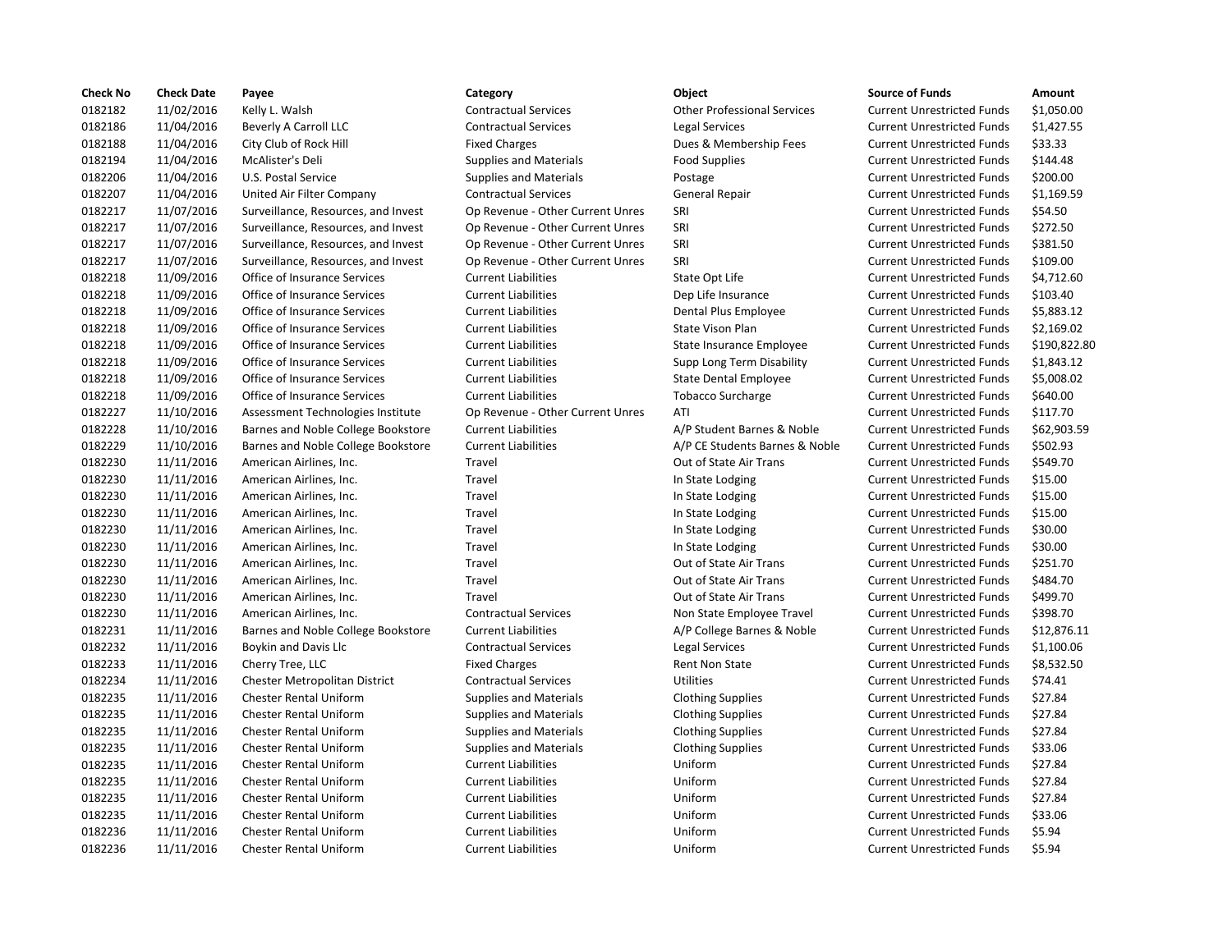| Check No | Check Date | Payee | Category | Object | Source of Funds | Amount |
|---|---|---|---|---|---|---|
| 0182182 | 11/02/2016 | Kelly L. Walsh | Contractual Services | Other Professional Services | Current Unrestricted Funds | $1,050.00 |
| 0182186 | 11/04/2016 | Beverly A Carroll LLC | Contractual Services | Legal Services | Current Unrestricted Funds | $1,427.55 |
| 0182188 | 11/04/2016 | City Club of Rock Hill | Fixed Charges | Dues & Membership Fees | Current Unrestricted Funds | $33.33 |
| 0182194 | 11/04/2016 | McAlister's Deli | Supplies and Materials | Food Supplies | Current Unrestricted Funds | $144.48 |
| 0182206 | 11/04/2016 | U.S. Postal Service | Supplies and Materials | Postage | Current Unrestricted Funds | $200.00 |
| 0182207 | 11/04/2016 | United Air Filter Company | Contractual Services | General Repair | Current Unrestricted Funds | $1,169.59 |
| 0182217 | 11/07/2016 | Surveillance, Resources, and Invest | Op Revenue - Other Current Unres | SRI | Current Unrestricted Funds | $54.50 |
| 0182217 | 11/07/2016 | Surveillance, Resources, and Invest | Op Revenue - Other Current Unres | SRI | Current Unrestricted Funds | $272.50 |
| 0182217 | 11/07/2016 | Surveillance, Resources, and Invest | Op Revenue - Other Current Unres | SRI | Current Unrestricted Funds | $381.50 |
| 0182217 | 11/07/2016 | Surveillance, Resources, and Invest | Op Revenue - Other Current Unres | SRI | Current Unrestricted Funds | $109.00 |
| 0182218 | 11/09/2016 | Office of Insurance Services | Current Liabilities | State Opt Life | Current Unrestricted Funds | $4,712.60 |
| 0182218 | 11/09/2016 | Office of Insurance Services | Current Liabilities | Dep Life Insurance | Current Unrestricted Funds | $103.40 |
| 0182218 | 11/09/2016 | Office of Insurance Services | Current Liabilities | Dental Plus Employee | Current Unrestricted Funds | $5,883.12 |
| 0182218 | 11/09/2016 | Office of Insurance Services | Current Liabilities | State Vison Plan | Current Unrestricted Funds | $2,169.02 |
| 0182218 | 11/09/2016 | Office of Insurance Services | Current Liabilities | State Insurance Employee | Current Unrestricted Funds | $190,822.80 |
| 0182218 | 11/09/2016 | Office of Insurance Services | Current Liabilities | Supp Long Term Disability | Current Unrestricted Funds | $1,843.12 |
| 0182218 | 11/09/2016 | Office of Insurance Services | Current Liabilities | State Dental Employee | Current Unrestricted Funds | $5,008.02 |
| 0182218 | 11/09/2016 | Office of Insurance Services | Current Liabilities | Tobacco Surcharge | Current Unrestricted Funds | $640.00 |
| 0182227 | 11/10/2016 | Assessment Technologies Institute | Op Revenue - Other Current Unres | ATI | Current Unrestricted Funds | $117.70 |
| 0182228 | 11/10/2016 | Barnes and Noble College Bookstore | Current Liabilities | A/P Student Barnes & Noble | Current Unrestricted Funds | $62,903.59 |
| 0182229 | 11/10/2016 | Barnes and Noble College Bookstore | Current Liabilities | A/P CE Students Barnes & Noble | Current Unrestricted Funds | $502.93 |
| 0182230 | 11/11/2016 | American Airlines, Inc. | Travel | Out of State Air Trans | Current Unrestricted Funds | $549.70 |
| 0182230 | 11/11/2016 | American Airlines, Inc. | Travel | In State Lodging | Current Unrestricted Funds | $15.00 |
| 0182230 | 11/11/2016 | American Airlines, Inc. | Travel | In State Lodging | Current Unrestricted Funds | $15.00 |
| 0182230 | 11/11/2016 | American Airlines, Inc. | Travel | In State Lodging | Current Unrestricted Funds | $15.00 |
| 0182230 | 11/11/2016 | American Airlines, Inc. | Travel | In State Lodging | Current Unrestricted Funds | $30.00 |
| 0182230 | 11/11/2016 | American Airlines, Inc. | Travel | In State Lodging | Current Unrestricted Funds | $30.00 |
| 0182230 | 11/11/2016 | American Airlines, Inc. | Travel | Out of State Air Trans | Current Unrestricted Funds | $251.70 |
| 0182230 | 11/11/2016 | American Airlines, Inc. | Travel | Out of State Air Trans | Current Unrestricted Funds | $484.70 |
| 0182230 | 11/11/2016 | American Airlines, Inc. | Travel | Out of State Air Trans | Current Unrestricted Funds | $499.70 |
| 0182230 | 11/11/2016 | American Airlines, Inc. | Contractual Services | Non State Employee Travel | Current Unrestricted Funds | $398.70 |
| 0182231 | 11/11/2016 | Barnes and Noble College Bookstore | Current Liabilities | A/P College Barnes & Noble | Current Unrestricted Funds | $12,876.11 |
| 0182232 | 11/11/2016 | Boykin and Davis Llc | Contractual Services | Legal Services | Current Unrestricted Funds | $1,100.06 |
| 0182233 | 11/11/2016 | Cherry Tree, LLC | Fixed Charges | Rent Non State | Current Unrestricted Funds | $8,532.50 |
| 0182234 | 11/11/2016 | Chester Metropolitan District | Contractual Services | Utilities | Current Unrestricted Funds | $74.41 |
| 0182235 | 11/11/2016 | Chester Rental Uniform | Supplies and Materials | Clothing Supplies | Current Unrestricted Funds | $27.84 |
| 0182235 | 11/11/2016 | Chester Rental Uniform | Supplies and Materials | Clothing Supplies | Current Unrestricted Funds | $27.84 |
| 0182235 | 11/11/2016 | Chester Rental Uniform | Supplies and Materials | Clothing Supplies | Current Unrestricted Funds | $27.84 |
| 0182235 | 11/11/2016 | Chester Rental Uniform | Supplies and Materials | Clothing Supplies | Current Unrestricted Funds | $33.06 |
| 0182235 | 11/11/2016 | Chester Rental Uniform | Current Liabilities | Uniform | Current Unrestricted Funds | $27.84 |
| 0182235 | 11/11/2016 | Chester Rental Uniform | Current Liabilities | Uniform | Current Unrestricted Funds | $27.84 |
| 0182235 | 11/11/2016 | Chester Rental Uniform | Current Liabilities | Uniform | Current Unrestricted Funds | $27.84 |
| 0182235 | 11/11/2016 | Chester Rental Uniform | Current Liabilities | Uniform | Current Unrestricted Funds | $33.06 |
| 0182236 | 11/11/2016 | Chester Rental Uniform | Current Liabilities | Uniform | Current Unrestricted Funds | $5.94 |
| 0182236 | 11/11/2016 | Chester Rental Uniform | Current Liabilities | Uniform | Current Unrestricted Funds | $5.94 |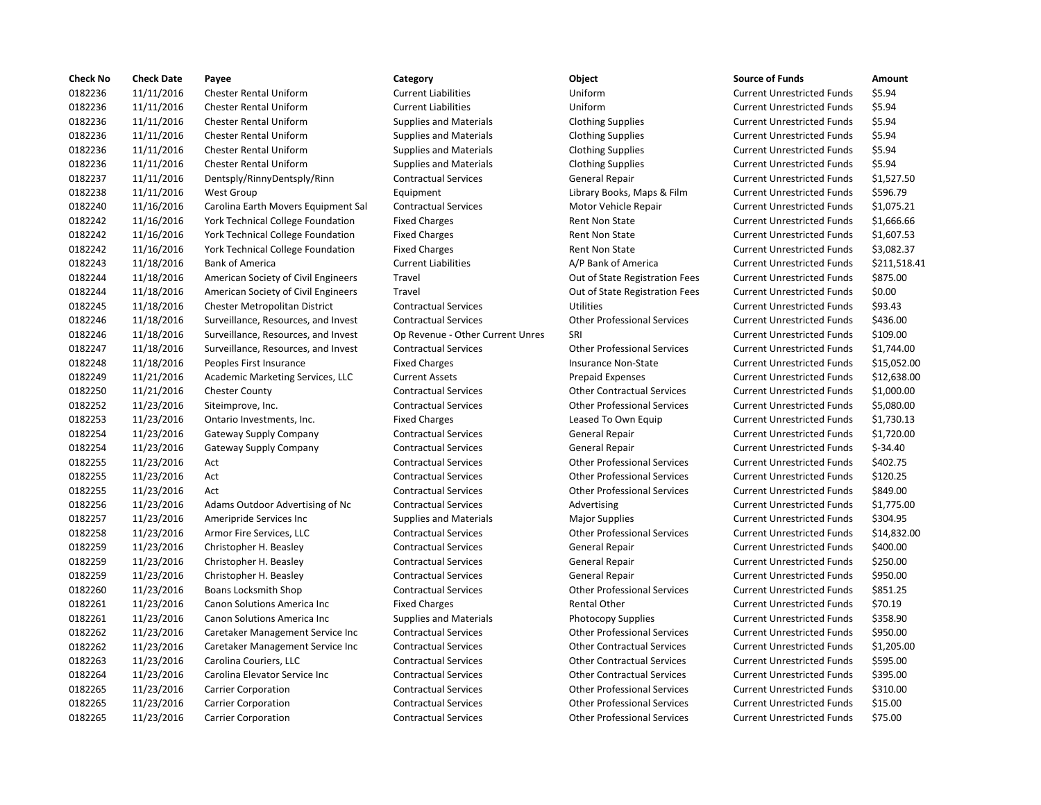| Check No | Check Date | Payee | Category | Object | Source of Funds | Amount |
|---|---|---|---|---|---|---|
| 0182236 | 11/11/2016 | Chester Rental Uniform | Current Liabilities | Uniform | Current Unrestricted Funds | $5.94 |
| 0182236 | 11/11/2016 | Chester Rental Uniform | Current Liabilities | Uniform | Current Unrestricted Funds | $5.94 |
| 0182236 | 11/11/2016 | Chester Rental Uniform | Supplies and Materials | Clothing Supplies | Current Unrestricted Funds | $5.94 |
| 0182236 | 11/11/2016 | Chester Rental Uniform | Supplies and Materials | Clothing Supplies | Current Unrestricted Funds | $5.94 |
| 0182236 | 11/11/2016 | Chester Rental Uniform | Supplies and Materials | Clothing Supplies | Current Unrestricted Funds | $5.94 |
| 0182236 | 11/11/2016 | Chester Rental Uniform | Supplies and Materials | Clothing Supplies | Current Unrestricted Funds | $5.94 |
| 0182237 | 11/11/2016 | Dentsply/RinnyDentsply/Rinn | Contractual Services | General Repair | Current Unrestricted Funds | $1,527.50 |
| 0182238 | 11/11/2016 | West Group | Equipment | Library Books, Maps & Film | Current Unrestricted Funds | $596.79 |
| 0182240 | 11/16/2016 | Carolina Earth Movers Equipment Sal | Contractual Services | Motor Vehicle Repair | Current Unrestricted Funds | $1,075.21 |
| 0182242 | 11/16/2016 | York Technical College Foundation | Fixed Charges | Rent Non State | Current Unrestricted Funds | $1,666.66 |
| 0182242 | 11/16/2016 | York Technical College Foundation | Fixed Charges | Rent Non State | Current Unrestricted Funds | $1,607.53 |
| 0182242 | 11/16/2016 | York Technical College Foundation | Fixed Charges | Rent Non State | Current Unrestricted Funds | $3,082.37 |
| 0182243 | 11/18/2016 | Bank of America | Current Liabilities | A/P Bank of America | Current Unrestricted Funds | $211,518.41 |
| 0182244 | 11/18/2016 | American Society of Civil Engineers | Travel | Out of State Registration Fees | Current Unrestricted Funds | $875.00 |
| 0182244 | 11/18/2016 | American Society of Civil Engineers | Travel | Out of State Registration Fees | Current Unrestricted Funds | $0.00 |
| 0182245 | 11/18/2016 | Chester Metropolitan District | Contractual Services | Utilities | Current Unrestricted Funds | $93.43 |
| 0182246 | 11/18/2016 | Surveillance, Resources, and Invest | Contractual Services | Other Professional Services | Current Unrestricted Funds | $436.00 |
| 0182246 | 11/18/2016 | Surveillance, Resources, and Invest | Op Revenue - Other Current Unres | SRI | Current Unrestricted Funds | $109.00 |
| 0182247 | 11/18/2016 | Surveillance, Resources, and Invest | Contractual Services | Other Professional Services | Current Unrestricted Funds | $1,744.00 |
| 0182248 | 11/18/2016 | Peoples First Insurance | Fixed Charges | Insurance Non-State | Current Unrestricted Funds | $15,052.00 |
| 0182249 | 11/21/2016 | Academic Marketing Services, LLC | Current Assets | Prepaid Expenses | Current Unrestricted Funds | $12,638.00 |
| 0182250 | 11/21/2016 | Chester County | Contractual Services | Other Contractual Services | Current Unrestricted Funds | $1,000.00 |
| 0182252 | 11/23/2016 | Siteimprove, Inc. | Contractual Services | Other Professional Services | Current Unrestricted Funds | $5,080.00 |
| 0182253 | 11/23/2016 | Ontario Investments, Inc. | Fixed Charges | Leased To Own Equip | Current Unrestricted Funds | $1,730.13 |
| 0182254 | 11/23/2016 | Gateway Supply Company | Contractual Services | General Repair | Current Unrestricted Funds | $1,720.00 |
| 0182254 | 11/23/2016 | Gateway Supply Company | Contractual Services | General Repair | Current Unrestricted Funds | $-34.40 |
| 0182255 | 11/23/2016 | Act | Contractual Services | Other Professional Services | Current Unrestricted Funds | $402.75 |
| 0182255 | 11/23/2016 | Act | Contractual Services | Other Professional Services | Current Unrestricted Funds | $120.25 |
| 0182255 | 11/23/2016 | Act | Contractual Services | Other Professional Services | Current Unrestricted Funds | $849.00 |
| 0182256 | 11/23/2016 | Adams Outdoor Advertising of Nc | Contractual Services | Advertising | Current Unrestricted Funds | $1,775.00 |
| 0182257 | 11/23/2016 | Ameripride Services Inc | Supplies and Materials | Major Supplies | Current Unrestricted Funds | $304.95 |
| 0182258 | 11/23/2016 | Armor Fire Services, LLC | Contractual Services | Other Professional Services | Current Unrestricted Funds | $14,832.00 |
| 0182259 | 11/23/2016 | Christopher H. Beasley | Contractual Services | General Repair | Current Unrestricted Funds | $400.00 |
| 0182259 | 11/23/2016 | Christopher H. Beasley | Contractual Services | General Repair | Current Unrestricted Funds | $250.00 |
| 0182259 | 11/23/2016 | Christopher H. Beasley | Contractual Services | General Repair | Current Unrestricted Funds | $950.00 |
| 0182260 | 11/23/2016 | Boans Locksmith Shop | Contractual Services | Other Professional Services | Current Unrestricted Funds | $851.25 |
| 0182261 | 11/23/2016 | Canon Solutions America Inc | Fixed Charges | Rental Other | Current Unrestricted Funds | $70.19 |
| 0182261 | 11/23/2016 | Canon Solutions America Inc | Supplies and Materials | Photocopy Supplies | Current Unrestricted Funds | $358.90 |
| 0182262 | 11/23/2016 | Caretaker Management Service Inc | Contractual Services | Other Professional Services | Current Unrestricted Funds | $950.00 |
| 0182262 | 11/23/2016 | Caretaker Management Service Inc | Contractual Services | Other Contractual Services | Current Unrestricted Funds | $1,205.00 |
| 0182263 | 11/23/2016 | Carolina Couriers, LLC | Contractual Services | Other Contractual Services | Current Unrestricted Funds | $595.00 |
| 0182264 | 11/23/2016 | Carolina Elevator Service Inc | Contractual Services | Other Contractual Services | Current Unrestricted Funds | $395.00 |
| 0182265 | 11/23/2016 | Carrier Corporation | Contractual Services | Other Professional Services | Current Unrestricted Funds | $310.00 |
| 0182265 | 11/23/2016 | Carrier Corporation | Contractual Services | Other Professional Services | Current Unrestricted Funds | $15.00 |
| 0182265 | 11/23/2016 | Carrier Corporation | Contractual Services | Other Professional Services | Current Unrestricted Funds | $75.00 |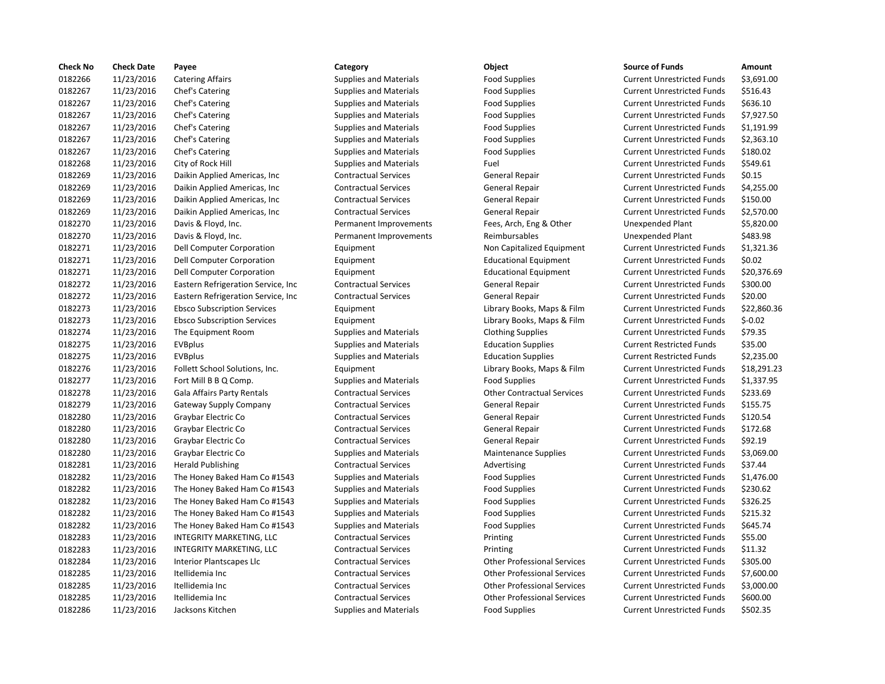| Check No | Check Date | Payee | Category | Object | Source of Funds | Amount |
| --- | --- | --- | --- | --- | --- | --- |
| 0182266 | 11/23/2016 | Catering Affairs | Supplies and Materials | Food Supplies | Current Unrestricted Funds | $3,691.00 |
| 0182267 | 11/23/2016 | Chef's Catering | Supplies and Materials | Food Supplies | Current Unrestricted Funds | $516.43 |
| 0182267 | 11/23/2016 | Chef's Catering | Supplies and Materials | Food Supplies | Current Unrestricted Funds | $636.10 |
| 0182267 | 11/23/2016 | Chef's Catering | Supplies and Materials | Food Supplies | Current Unrestricted Funds | $7,927.50 |
| 0182267 | 11/23/2016 | Chef's Catering | Supplies and Materials | Food Supplies | Current Unrestricted Funds | $1,191.99 |
| 0182267 | 11/23/2016 | Chef's Catering | Supplies and Materials | Food Supplies | Current Unrestricted Funds | $2,363.10 |
| 0182267 | 11/23/2016 | Chef's Catering | Supplies and Materials | Food Supplies | Current Unrestricted Funds | $180.02 |
| 0182268 | 11/23/2016 | City of Rock Hill | Supplies and Materials | Fuel | Current Unrestricted Funds | $549.61 |
| 0182269 | 11/23/2016 | Daikin Applied Americas, Inc | Contractual Services | General Repair | Current Unrestricted Funds | $0.15 |
| 0182269 | 11/23/2016 | Daikin Applied Americas, Inc | Contractual Services | General Repair | Current Unrestricted Funds | $4,255.00 |
| 0182269 | 11/23/2016 | Daikin Applied Americas, Inc | Contractual Services | General Repair | Current Unrestricted Funds | $150.00 |
| 0182269 | 11/23/2016 | Daikin Applied Americas, Inc | Contractual Services | General Repair | Current Unrestricted Funds | $2,570.00 |
| 0182270 | 11/23/2016 | Davis & Floyd, Inc. | Permanent Improvements | Fees, Arch, Eng & Other | Unexpended Plant | $5,820.00 |
| 0182270 | 11/23/2016 | Davis & Floyd, Inc. | Permanent Improvements | Reimbursables | Unexpended Plant | $483.98 |
| 0182271 | 11/23/2016 | Dell Computer Corporation | Equipment | Non Capitalized Equipment | Current Unrestricted Funds | $1,321.36 |
| 0182271 | 11/23/2016 | Dell Computer Corporation | Equipment | Educational Equipment | Current Unrestricted Funds | $0.02 |
| 0182271 | 11/23/2016 | Dell Computer Corporation | Equipment | Educational Equipment | Current Unrestricted Funds | $20,376.69 |
| 0182272 | 11/23/2016 | Eastern Refrigeration Service, Inc | Contractual Services | General Repair | Current Unrestricted Funds | $300.00 |
| 0182272 | 11/23/2016 | Eastern Refrigeration Service, Inc | Contractual Services | General Repair | Current Unrestricted Funds | $20.00 |
| 0182273 | 11/23/2016 | Ebsco Subscription Services | Equipment | Library Books, Maps & Film | Current Unrestricted Funds | $22,860.36 |
| 0182273 | 11/23/2016 | Ebsco Subscription Services | Equipment | Library Books, Maps & Film | Current Unrestricted Funds | $-0.02 |
| 0182274 | 11/23/2016 | The Equipment Room | Supplies and Materials | Clothing Supplies | Current Unrestricted Funds | $79.35 |
| 0182275 | 11/23/2016 | EVBplus | Supplies and Materials | Education Supplies | Current Restricted Funds | $35.00 |
| 0182275 | 11/23/2016 | EVBplus | Supplies and Materials | Education Supplies | Current Restricted Funds | $2,235.00 |
| 0182276 | 11/23/2016 | Follett School Solutions, Inc. | Equipment | Library Books, Maps & Film | Current Unrestricted Funds | $18,291.23 |
| 0182277 | 11/23/2016 | Fort Mill B B Q Comp. | Supplies and Materials | Food Supplies | Current Unrestricted Funds | $1,337.95 |
| 0182278 | 11/23/2016 | Gala Affairs Party Rentals | Contractual Services | Other Contractual Services | Current Unrestricted Funds | $233.69 |
| 0182279 | 11/23/2016 | Gateway Supply Company | Contractual Services | General Repair | Current Unrestricted Funds | $155.75 |
| 0182280 | 11/23/2016 | Graybar Electric Co | Contractual Services | General Repair | Current Unrestricted Funds | $120.54 |
| 0182280 | 11/23/2016 | Graybar Electric Co | Contractual Services | General Repair | Current Unrestricted Funds | $172.68 |
| 0182280 | 11/23/2016 | Graybar Electric Co | Contractual Services | General Repair | Current Unrestricted Funds | $92.19 |
| 0182280 | 11/23/2016 | Graybar Electric Co | Supplies and Materials | Maintenance Supplies | Current Unrestricted Funds | $3,069.00 |
| 0182281 | 11/23/2016 | Herald Publishing | Contractual Services | Advertising | Current Unrestricted Funds | $37.44 |
| 0182282 | 11/23/2016 | The Honey Baked Ham Co #1543 | Supplies and Materials | Food Supplies | Current Unrestricted Funds | $1,476.00 |
| 0182282 | 11/23/2016 | The Honey Baked Ham Co #1543 | Supplies and Materials | Food Supplies | Current Unrestricted Funds | $230.62 |
| 0182282 | 11/23/2016 | The Honey Baked Ham Co #1543 | Supplies and Materials | Food Supplies | Current Unrestricted Funds | $326.25 |
| 0182282 | 11/23/2016 | The Honey Baked Ham Co #1543 | Supplies and Materials | Food Supplies | Current Unrestricted Funds | $215.32 |
| 0182282 | 11/23/2016 | The Honey Baked Ham Co #1543 | Supplies and Materials | Food Supplies | Current Unrestricted Funds | $645.74 |
| 0182283 | 11/23/2016 | INTEGRITY MARKETING, LLC | Contractual Services | Printing | Current Unrestricted Funds | $55.00 |
| 0182283 | 11/23/2016 | INTEGRITY MARKETING, LLC | Contractual Services | Printing | Current Unrestricted Funds | $11.32 |
| 0182284 | 11/23/2016 | Interior Plantscapes Llc | Contractual Services | Other Professional Services | Current Unrestricted Funds | $305.00 |
| 0182285 | 11/23/2016 | Itellidemia Inc | Contractual Services | Other Professional Services | Current Unrestricted Funds | $7,600.00 |
| 0182285 | 11/23/2016 | Itellidemia Inc | Contractual Services | Other Professional Services | Current Unrestricted Funds | $3,000.00 |
| 0182285 | 11/23/2016 | Itellidemia Inc | Contractual Services | Other Professional Services | Current Unrestricted Funds | $600.00 |
| 0182286 | 11/23/2016 | Jacksons Kitchen | Supplies and Materials | Food Supplies | Current Unrestricted Funds | $502.35 |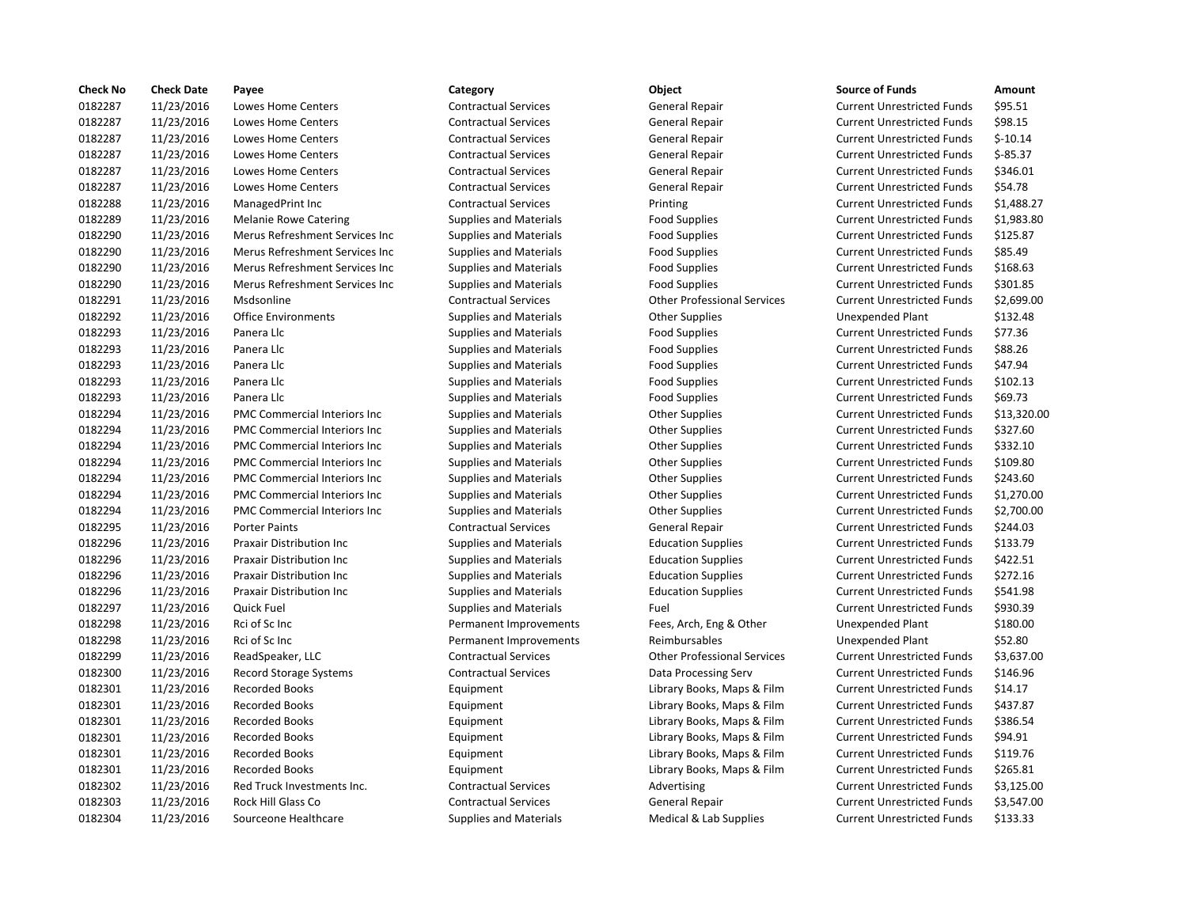| Check No | Check Date | Payee | Category | Object | Source of Funds | Amount |
|---|---|---|---|---|---|---|
| 0182287 | 11/23/2016 | Lowes Home Centers | Contractual Services | General Repair | Current Unrestricted Funds | $95.51 |
| 0182287 | 11/23/2016 | Lowes Home Centers | Contractual Services | General Repair | Current Unrestricted Funds | $98.15 |
| 0182287 | 11/23/2016 | Lowes Home Centers | Contractual Services | General Repair | Current Unrestricted Funds | $-10.14 |
| 0182287 | 11/23/2016 | Lowes Home Centers | Contractual Services | General Repair | Current Unrestricted Funds | $-85.37 |
| 0182287 | 11/23/2016 | Lowes Home Centers | Contractual Services | General Repair | Current Unrestricted Funds | $346.01 |
| 0182287 | 11/23/2016 | Lowes Home Centers | Contractual Services | General Repair | Current Unrestricted Funds | $54.78 |
| 0182288 | 11/23/2016 | ManagedPrint Inc | Contractual Services | Printing | Current Unrestricted Funds | $1,488.27 |
| 0182289 | 11/23/2016 | Melanie Rowe Catering | Supplies and Materials | Food Supplies | Current Unrestricted Funds | $1,983.80 |
| 0182290 | 11/23/2016 | Merus Refreshment Services Inc | Supplies and Materials | Food Supplies | Current Unrestricted Funds | $125.87 |
| 0182290 | 11/23/2016 | Merus Refreshment Services Inc | Supplies and Materials | Food Supplies | Current Unrestricted Funds | $85.49 |
| 0182290 | 11/23/2016 | Merus Refreshment Services Inc | Supplies and Materials | Food Supplies | Current Unrestricted Funds | $168.63 |
| 0182290 | 11/23/2016 | Merus Refreshment Services Inc | Supplies and Materials | Food Supplies | Current Unrestricted Funds | $301.85 |
| 0182291 | 11/23/2016 | Msdsonline | Contractual Services | Other Professional Services | Current Unrestricted Funds | $2,699.00 |
| 0182292 | 11/23/2016 | Office Environments | Supplies and Materials | Other Supplies | Unexpended Plant | $132.48 |
| 0182293 | 11/23/2016 | Panera Llc | Supplies and Materials | Food Supplies | Current Unrestricted Funds | $77.36 |
| 0182293 | 11/23/2016 | Panera Llc | Supplies and Materials | Food Supplies | Current Unrestricted Funds | $88.26 |
| 0182293 | 11/23/2016 | Panera Llc | Supplies and Materials | Food Supplies | Current Unrestricted Funds | $47.94 |
| 0182293 | 11/23/2016 | Panera Llc | Supplies and Materials | Food Supplies | Current Unrestricted Funds | $102.13 |
| 0182293 | 11/23/2016 | Panera Llc | Supplies and Materials | Food Supplies | Current Unrestricted Funds | $69.73 |
| 0182294 | 11/23/2016 | PMC Commercial Interiors Inc | Supplies and Materials | Other Supplies | Current Unrestricted Funds | $13,320.00 |
| 0182294 | 11/23/2016 | PMC Commercial Interiors Inc | Supplies and Materials | Other Supplies | Current Unrestricted Funds | $327.60 |
| 0182294 | 11/23/2016 | PMC Commercial Interiors Inc | Supplies and Materials | Other Supplies | Current Unrestricted Funds | $332.10 |
| 0182294 | 11/23/2016 | PMC Commercial Interiors Inc | Supplies and Materials | Other Supplies | Current Unrestricted Funds | $109.80 |
| 0182294 | 11/23/2016 | PMC Commercial Interiors Inc | Supplies and Materials | Other Supplies | Current Unrestricted Funds | $243.60 |
| 0182294 | 11/23/2016 | PMC Commercial Interiors Inc | Supplies and Materials | Other Supplies | Current Unrestricted Funds | $1,270.00 |
| 0182294 | 11/23/2016 | PMC Commercial Interiors Inc | Supplies and Materials | Other Supplies | Current Unrestricted Funds | $2,700.00 |
| 0182295 | 11/23/2016 | Porter Paints | Contractual Services | General Repair | Current Unrestricted Funds | $244.03 |
| 0182296 | 11/23/2016 | Praxair Distribution Inc | Supplies and Materials | Education Supplies | Current Unrestricted Funds | $133.79 |
| 0182296 | 11/23/2016 | Praxair Distribution Inc | Supplies and Materials | Education Supplies | Current Unrestricted Funds | $422.51 |
| 0182296 | 11/23/2016 | Praxair Distribution Inc | Supplies and Materials | Education Supplies | Current Unrestricted Funds | $272.16 |
| 0182296 | 11/23/2016 | Praxair Distribution Inc | Supplies and Materials | Education Supplies | Current Unrestricted Funds | $541.98 |
| 0182297 | 11/23/2016 | Quick Fuel | Supplies and Materials | Fuel | Current Unrestricted Funds | $930.39 |
| 0182298 | 11/23/2016 | Rci of Sc Inc | Permanent Improvements | Fees, Arch, Eng & Other | Unexpended Plant | $180.00 |
| 0182298 | 11/23/2016 | Rci of Sc Inc | Permanent Improvements | Reimbursables | Unexpended Plant | $52.80 |
| 0182299 | 11/23/2016 | ReadSpeaker, LLC | Contractual Services | Other Professional Services | Current Unrestricted Funds | $3,637.00 |
| 0182300 | 11/23/2016 | Record Storage Systems | Contractual Services | Data Processing Serv | Current Unrestricted Funds | $146.96 |
| 0182301 | 11/23/2016 | Recorded Books | Equipment | Library Books, Maps & Film | Current Unrestricted Funds | $14.17 |
| 0182301 | 11/23/2016 | Recorded Books | Equipment | Library Books, Maps & Film | Current Unrestricted Funds | $437.87 |
| 0182301 | 11/23/2016 | Recorded Books | Equipment | Library Books, Maps & Film | Current Unrestricted Funds | $386.54 |
| 0182301 | 11/23/2016 | Recorded Books | Equipment | Library Books, Maps & Film | Current Unrestricted Funds | $94.91 |
| 0182301 | 11/23/2016 | Recorded Books | Equipment | Library Books, Maps & Film | Current Unrestricted Funds | $119.76 |
| 0182301 | 11/23/2016 | Recorded Books | Equipment | Library Books, Maps & Film | Current Unrestricted Funds | $265.81 |
| 0182302 | 11/23/2016 | Red Truck Investments Inc. | Contractual Services | Advertising | Current Unrestricted Funds | $3,125.00 |
| 0182303 | 11/23/2016 | Rock Hill Glass Co | Contractual Services | General Repair | Current Unrestricted Funds | $3,547.00 |
| 0182304 | 11/23/2016 | Sourceone Healthcare | Supplies and Materials | Medical & Lab Supplies | Current Unrestricted Funds | $133.33 |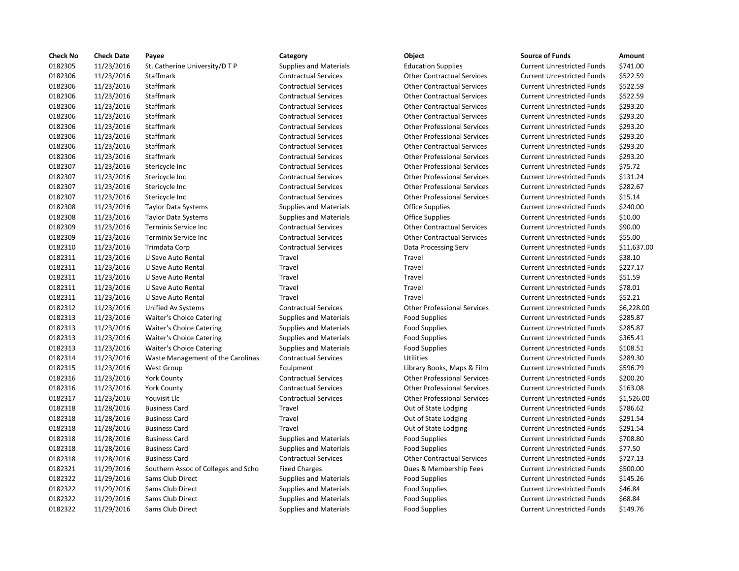| Check No | Check Date | Payee | Category | Object | Source of Funds | Amount |
|---|---|---|---|---|---|---|
| 0182305 | 11/23/2016 | St. Catherine University/D T P | Supplies and Materials | Education Supplies | Current Unrestricted Funds | $741.00 |
| 0182306 | 11/23/2016 | Staffmark | Contractual Services | Other Contractual Services | Current Unrestricted Funds | $522.59 |
| 0182306 | 11/23/2016 | Staffmark | Contractual Services | Other Contractual Services | Current Unrestricted Funds | $522.59 |
| 0182306 | 11/23/2016 | Staffmark | Contractual Services | Other Contractual Services | Current Unrestricted Funds | $522.59 |
| 0182306 | 11/23/2016 | Staffmark | Contractual Services | Other Contractual Services | Current Unrestricted Funds | $293.20 |
| 0182306 | 11/23/2016 | Staffmark | Contractual Services | Other Contractual Services | Current Unrestricted Funds | $293.20 |
| 0182306 | 11/23/2016 | Staffmark | Contractual Services | Other Professional Services | Current Unrestricted Funds | $293.20 |
| 0182306 | 11/23/2016 | Staffmark | Contractual Services | Other Professional Services | Current Unrestricted Funds | $293.20 |
| 0182306 | 11/23/2016 | Staffmark | Contractual Services | Other Contractual Services | Current Unrestricted Funds | $293.20 |
| 0182306 | 11/23/2016 | Staffmark | Contractual Services | Other Professional Services | Current Unrestricted Funds | $293.20 |
| 0182307 | 11/23/2016 | Stericycle Inc | Contractual Services | Other Professional Services | Current Unrestricted Funds | $75.72 |
| 0182307 | 11/23/2016 | Stericycle Inc | Contractual Services | Other Professional Services | Current Unrestricted Funds | $131.24 |
| 0182307 | 11/23/2016 | Stericycle Inc | Contractual Services | Other Professional Services | Current Unrestricted Funds | $282.67 |
| 0182307 | 11/23/2016 | Stericycle Inc | Contractual Services | Other Professional Services | Current Unrestricted Funds | $15.14 |
| 0182308 | 11/23/2016 | Taylor Data Systems | Supplies and Materials | Office Supplies | Current Unrestricted Funds | $240.00 |
| 0182308 | 11/23/2016 | Taylor Data Systems | Supplies and Materials | Office Supplies | Current Unrestricted Funds | $10.00 |
| 0182309 | 11/23/2016 | Terminix Service Inc | Contractual Services | Other Contractual Services | Current Unrestricted Funds | $90.00 |
| 0182309 | 11/23/2016 | Terminix Service Inc | Contractual Services | Other Contractual Services | Current Unrestricted Funds | $55.00 |
| 0182310 | 11/23/2016 | Trimdata Corp | Contractual Services | Data Processing Serv | Current Unrestricted Funds | $11,637.00 |
| 0182311 | 11/23/2016 | U Save Auto Rental | Travel | Travel | Current Unrestricted Funds | $38.10 |
| 0182311 | 11/23/2016 | U Save Auto Rental | Travel | Travel | Current Unrestricted Funds | $227.17 |
| 0182311 | 11/23/2016 | U Save Auto Rental | Travel | Travel | Current Unrestricted Funds | $51.59 |
| 0182311 | 11/23/2016 | U Save Auto Rental | Travel | Travel | Current Unrestricted Funds | $78.01 |
| 0182311 | 11/23/2016 | U Save Auto Rental | Travel | Travel | Current Unrestricted Funds | $52.21 |
| 0182312 | 11/23/2016 | Unified Av Systems | Contractual Services | Other Professional Services | Current Unrestricted Funds | $6,228.00 |
| 0182313 | 11/23/2016 | Waiter's Choice Catering | Supplies and Materials | Food Supplies | Current Unrestricted Funds | $285.87 |
| 0182313 | 11/23/2016 | Waiter's Choice Catering | Supplies and Materials | Food Supplies | Current Unrestricted Funds | $285.87 |
| 0182313 | 11/23/2016 | Waiter's Choice Catering | Supplies and Materials | Food Supplies | Current Unrestricted Funds | $365.41 |
| 0182313 | 11/23/2016 | Waiter's Choice Catering | Supplies and Materials | Food Supplies | Current Unrestricted Funds | $108.51 |
| 0182314 | 11/23/2016 | Waste Management of the Carolinas | Contractual Services | Utilities | Current Unrestricted Funds | $289.30 |
| 0182315 | 11/23/2016 | West Group | Equipment | Library Books, Maps & Film | Current Unrestricted Funds | $596.79 |
| 0182316 | 11/23/2016 | York County | Contractual Services | Other Professional Services | Current Unrestricted Funds | $200.20 |
| 0182316 | 11/23/2016 | York County | Contractual Services | Other Professional Services | Current Unrestricted Funds | $163.08 |
| 0182317 | 11/23/2016 | Youvisit Llc | Contractual Services | Other Professional Services | Current Unrestricted Funds | $1,526.00 |
| 0182318 | 11/28/2016 | Business Card | Travel | Out of State Lodging | Current Unrestricted Funds | $786.62 |
| 0182318 | 11/28/2016 | Business Card | Travel | Out of State Lodging | Current Unrestricted Funds | $291.54 |
| 0182318 | 11/28/2016 | Business Card | Travel | Out of State Lodging | Current Unrestricted Funds | $291.54 |
| 0182318 | 11/28/2016 | Business Card | Supplies and Materials | Food Supplies | Current Unrestricted Funds | $708.80 |
| 0182318 | 11/28/2016 | Business Card | Supplies and Materials | Food Supplies | Current Unrestricted Funds | $77.50 |
| 0182318 | 11/28/2016 | Business Card | Contractual Services | Other Contractual Services | Current Unrestricted Funds | $727.13 |
| 0182321 | 11/29/2016 | Southern Assoc of Colleges and Scho | Fixed Charges | Dues & Membership Fees | Current Unrestricted Funds | $500.00 |
| 0182322 | 11/29/2016 | Sams Club Direct | Supplies and Materials | Food Supplies | Current Unrestricted Funds | $145.26 |
| 0182322 | 11/29/2016 | Sams Club Direct | Supplies and Materials | Food Supplies | Current Unrestricted Funds | $46.84 |
| 0182322 | 11/29/2016 | Sams Club Direct | Supplies and Materials | Food Supplies | Current Unrestricted Funds | $68.84 |
| 0182322 | 11/29/2016 | Sams Club Direct | Supplies and Materials | Food Supplies | Current Unrestricted Funds | $149.76 |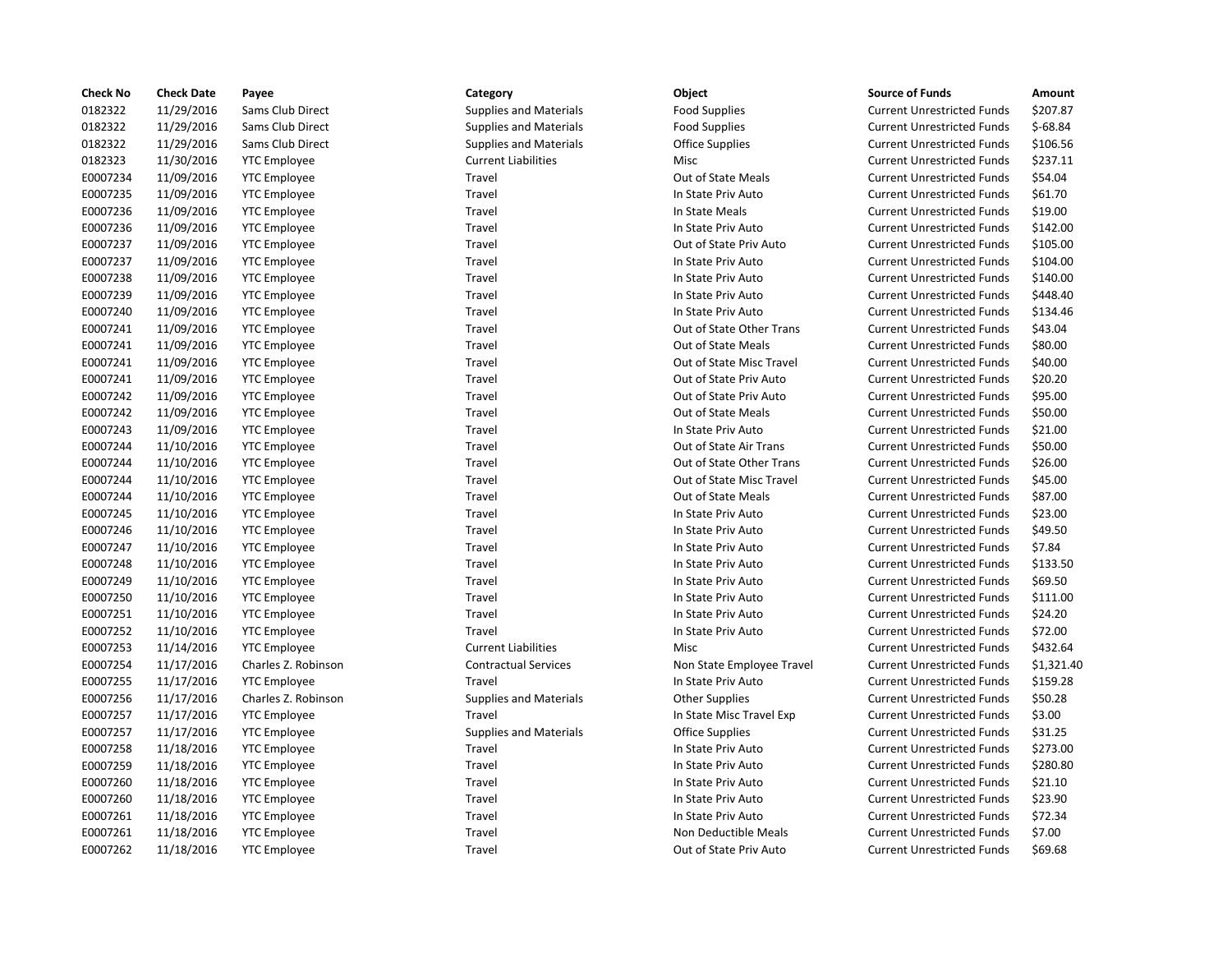| Check No | Check Date | Payee | Category | Object | Source of Funds | Amount |
|---|---|---|---|---|---|---|
| 0182322 | 11/29/2016 | Sams Club Direct | Supplies and Materials | Food Supplies | Current Unrestricted Funds | $207.87 |
| 0182322 | 11/29/2016 | Sams Club Direct | Supplies and Materials | Food Supplies | Current Unrestricted Funds | $-68.84 |
| 0182322 | 11/29/2016 | Sams Club Direct | Supplies and Materials | Office Supplies | Current Unrestricted Funds | $106.56 |
| 0182323 | 11/30/2016 | YTC Employee | Current Liabilities | Misc | Current Unrestricted Funds | $237.11 |
| E0007234 | 11/09/2016 | YTC Employee | Travel | Out of State Meals | Current Unrestricted Funds | $54.04 |
| E0007235 | 11/09/2016 | YTC Employee | Travel | In State Priv Auto | Current Unrestricted Funds | $61.70 |
| E0007236 | 11/09/2016 | YTC Employee | Travel | In State Meals | Current Unrestricted Funds | $19.00 |
| E0007236 | 11/09/2016 | YTC Employee | Travel | In State Priv Auto | Current Unrestricted Funds | $142.00 |
| E0007237 | 11/09/2016 | YTC Employee | Travel | Out of State Priv Auto | Current Unrestricted Funds | $105.00 |
| E0007237 | 11/09/2016 | YTC Employee | Travel | In State Priv Auto | Current Unrestricted Funds | $104.00 |
| E0007238 | 11/09/2016 | YTC Employee | Travel | In State Priv Auto | Current Unrestricted Funds | $140.00 |
| E0007239 | 11/09/2016 | YTC Employee | Travel | In State Priv Auto | Current Unrestricted Funds | $448.40 |
| E0007240 | 11/09/2016 | YTC Employee | Travel | In State Priv Auto | Current Unrestricted Funds | $134.46 |
| E0007241 | 11/09/2016 | YTC Employee | Travel | Out of State Other Trans | Current Unrestricted Funds | $43.04 |
| E0007241 | 11/09/2016 | YTC Employee | Travel | Out of State Meals | Current Unrestricted Funds | $80.00 |
| E0007241 | 11/09/2016 | YTC Employee | Travel | Out of State Misc Travel | Current Unrestricted Funds | $40.00 |
| E0007241 | 11/09/2016 | YTC Employee | Travel | Out of State Priv Auto | Current Unrestricted Funds | $20.20 |
| E0007242 | 11/09/2016 | YTC Employee | Travel | Out of State Priv Auto | Current Unrestricted Funds | $95.00 |
| E0007242 | 11/09/2016 | YTC Employee | Travel | Out of State Meals | Current Unrestricted Funds | $50.00 |
| E0007243 | 11/09/2016 | YTC Employee | Travel | In State Priv Auto | Current Unrestricted Funds | $21.00 |
| E0007244 | 11/10/2016 | YTC Employee | Travel | Out of State Air Trans | Current Unrestricted Funds | $50.00 |
| E0007244 | 11/10/2016 | YTC Employee | Travel | Out of State Other Trans | Current Unrestricted Funds | $26.00 |
| E0007244 | 11/10/2016 | YTC Employee | Travel | Out of State Misc Travel | Current Unrestricted Funds | $45.00 |
| E0007244 | 11/10/2016 | YTC Employee | Travel | Out of State Meals | Current Unrestricted Funds | $87.00 |
| E0007245 | 11/10/2016 | YTC Employee | Travel | In State Priv Auto | Current Unrestricted Funds | $23.00 |
| E0007246 | 11/10/2016 | YTC Employee | Travel | In State Priv Auto | Current Unrestricted Funds | $49.50 |
| E0007247 | 11/10/2016 | YTC Employee | Travel | In State Priv Auto | Current Unrestricted Funds | $7.84 |
| E0007248 | 11/10/2016 | YTC Employee | Travel | In State Priv Auto | Current Unrestricted Funds | $133.50 |
| E0007249 | 11/10/2016 | YTC Employee | Travel | In State Priv Auto | Current Unrestricted Funds | $69.50 |
| E0007250 | 11/10/2016 | YTC Employee | Travel | In State Priv Auto | Current Unrestricted Funds | $111.00 |
| E0007251 | 11/10/2016 | YTC Employee | Travel | In State Priv Auto | Current Unrestricted Funds | $24.20 |
| E0007252 | 11/10/2016 | YTC Employee | Travel | In State Priv Auto | Current Unrestricted Funds | $72.00 |
| E0007253 | 11/14/2016 | YTC Employee | Current Liabilities | Misc | Current Unrestricted Funds | $432.64 |
| E0007254 | 11/17/2016 | Charles Z. Robinson | Contractual Services | Non State Employee Travel | Current Unrestricted Funds | $1,321.40 |
| E0007255 | 11/17/2016 | YTC Employee | Travel | In State Priv Auto | Current Unrestricted Funds | $159.28 |
| E0007256 | 11/17/2016 | Charles Z. Robinson | Supplies and Materials | Other Supplies | Current Unrestricted Funds | $50.28 |
| E0007257 | 11/17/2016 | YTC Employee | Travel | In State Misc Travel Exp | Current Unrestricted Funds | $3.00 |
| E0007257 | 11/17/2016 | YTC Employee | Supplies and Materials | Office Supplies | Current Unrestricted Funds | $31.25 |
| E0007258 | 11/18/2016 | YTC Employee | Travel | In State Priv Auto | Current Unrestricted Funds | $273.00 |
| E0007259 | 11/18/2016 | YTC Employee | Travel | In State Priv Auto | Current Unrestricted Funds | $280.80 |
| E0007260 | 11/18/2016 | YTC Employee | Travel | In State Priv Auto | Current Unrestricted Funds | $21.10 |
| E0007260 | 11/18/2016 | YTC Employee | Travel | In State Priv Auto | Current Unrestricted Funds | $23.90 |
| E0007261 | 11/18/2016 | YTC Employee | Travel | In State Priv Auto | Current Unrestricted Funds | $72.34 |
| E0007261 | 11/18/2016 | YTC Employee | Travel | Non Deductible Meals | Current Unrestricted Funds | $7.00 |
| E0007262 | 11/18/2016 | YTC Employee | Travel | Out of State Priv Auto | Current Unrestricted Funds | $69.68 |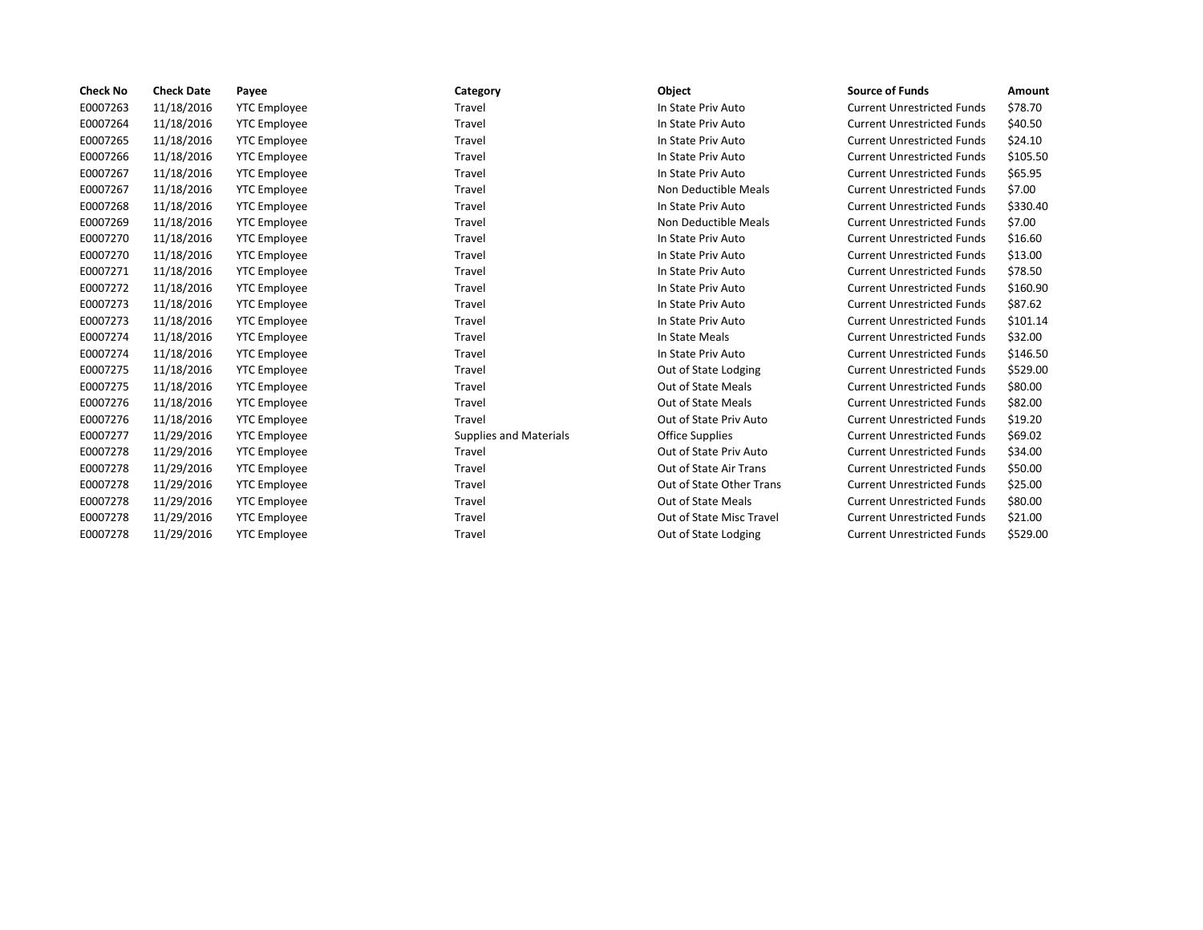| Check No | Check Date | Payee | Category | Object | Source of Funds | Amount |
|---|---|---|---|---|---|---|
| E0007263 | 11/18/2016 | YTC Employee | Travel | In State Priv Auto | Current Unrestricted Funds | $78.70 |
| E0007264 | 11/18/2016 | YTC Employee | Travel | In State Priv Auto | Current Unrestricted Funds | $40.50 |
| E0007265 | 11/18/2016 | YTC Employee | Travel | In State Priv Auto | Current Unrestricted Funds | $24.10 |
| E0007266 | 11/18/2016 | YTC Employee | Travel | In State Priv Auto | Current Unrestricted Funds | $105.50 |
| E0007267 | 11/18/2016 | YTC Employee | Travel | In State Priv Auto | Current Unrestricted Funds | $65.95 |
| E0007267 | 11/18/2016 | YTC Employee | Travel | Non Deductible Meals | Current Unrestricted Funds | $7.00 |
| E0007268 | 11/18/2016 | YTC Employee | Travel | In State Priv Auto | Current Unrestricted Funds | $330.40 |
| E0007269 | 11/18/2016 | YTC Employee | Travel | Non Deductible Meals | Current Unrestricted Funds | $7.00 |
| E0007270 | 11/18/2016 | YTC Employee | Travel | In State Priv Auto | Current Unrestricted Funds | $16.60 |
| E0007270 | 11/18/2016 | YTC Employee | Travel | In State Priv Auto | Current Unrestricted Funds | $13.00 |
| E0007271 | 11/18/2016 | YTC Employee | Travel | In State Priv Auto | Current Unrestricted Funds | $78.50 |
| E0007272 | 11/18/2016 | YTC Employee | Travel | In State Priv Auto | Current Unrestricted Funds | $160.90 |
| E0007273 | 11/18/2016 | YTC Employee | Travel | In State Priv Auto | Current Unrestricted Funds | $87.62 |
| E0007273 | 11/18/2016 | YTC Employee | Travel | In State Priv Auto | Current Unrestricted Funds | $101.14 |
| E0007274 | 11/18/2016 | YTC Employee | Travel | In State Meals | Current Unrestricted Funds | $32.00 |
| E0007274 | 11/18/2016 | YTC Employee | Travel | In State Priv Auto | Current Unrestricted Funds | $146.50 |
| E0007275 | 11/18/2016 | YTC Employee | Travel | Out of State Lodging | Current Unrestricted Funds | $529.00 |
| E0007275 | 11/18/2016 | YTC Employee | Travel | Out of State Meals | Current Unrestricted Funds | $80.00 |
| E0007276 | 11/18/2016 | YTC Employee | Travel | Out of State Meals | Current Unrestricted Funds | $82.00 |
| E0007276 | 11/18/2016 | YTC Employee | Travel | Out of State Priv Auto | Current Unrestricted Funds | $19.20 |
| E0007277 | 11/29/2016 | YTC Employee | Supplies and Materials | Office Supplies | Current Unrestricted Funds | $69.02 |
| E0007278 | 11/29/2016 | YTC Employee | Travel | Out of State Priv Auto | Current Unrestricted Funds | $34.00 |
| E0007278 | 11/29/2016 | YTC Employee | Travel | Out of State Air Trans | Current Unrestricted Funds | $50.00 |
| E0007278 | 11/29/2016 | YTC Employee | Travel | Out of State Other Trans | Current Unrestricted Funds | $25.00 |
| E0007278 | 11/29/2016 | YTC Employee | Travel | Out of State Meals | Current Unrestricted Funds | $80.00 |
| E0007278 | 11/29/2016 | YTC Employee | Travel | Out of State Misc Travel | Current Unrestricted Funds | $21.00 |
| E0007278 | 11/29/2016 | YTC Employee | Travel | Out of State Lodging | Current Unrestricted Funds | $529.00 |